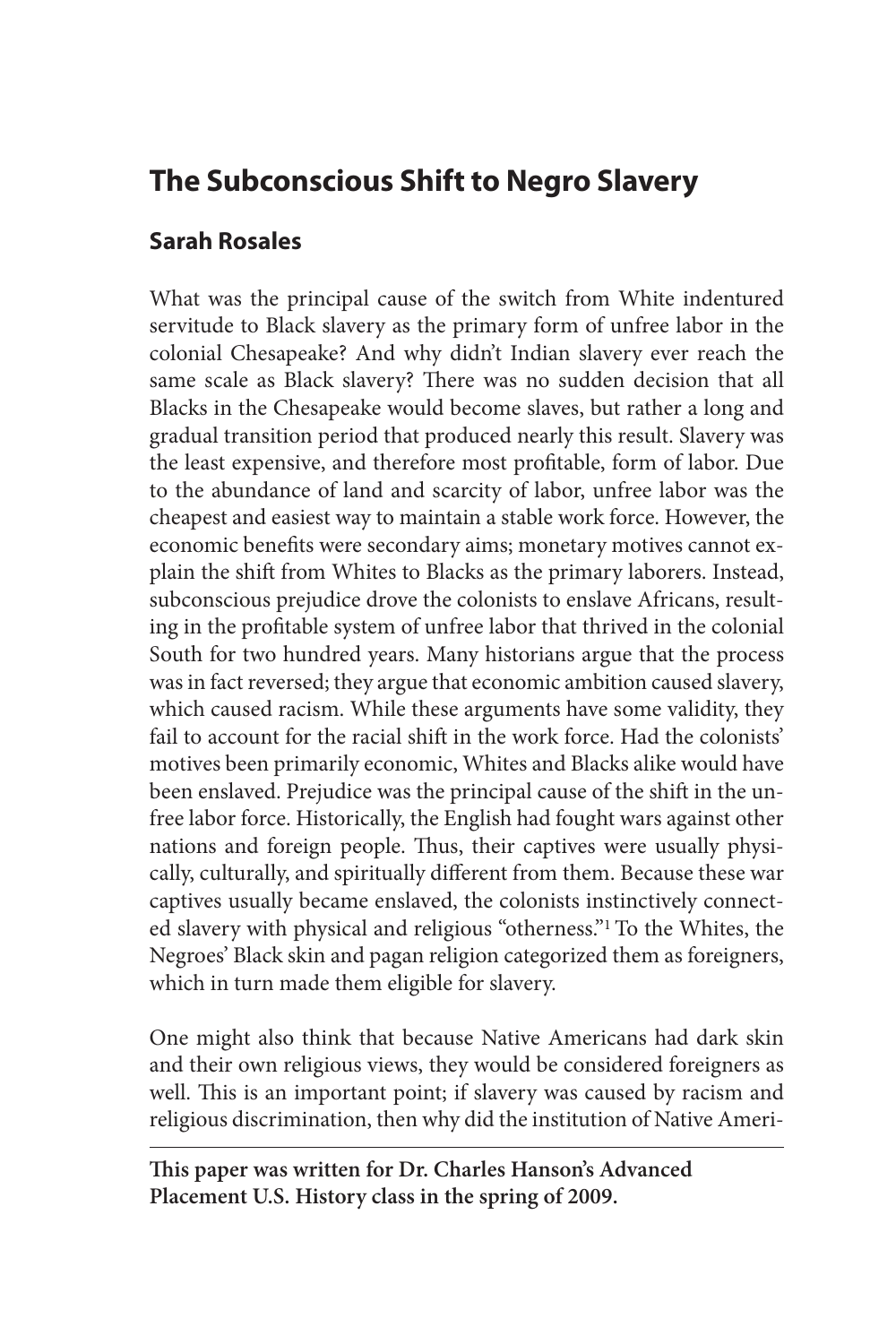# The Subconscious Shift to Negro Slavery

## Sarah Rosales

What was the principal cause of the switch from White indentured servitude to Black slavery as the primary form of unfree labor in the colonial Chesapeake? And why didn't Indian slavery ever reach the same scale as Black slavery? There was no sudden decision that all Blacks in the Chesapeake would become slaves, but rather a long and gradual transition period that produced nearly this result. Slavery was the least expensive, and therefore most profitable, form of labor. Due to the abundance of land and scarcity of labor, unfree labor was the cheapest and easiest way to maintain a stable work force. However, the economic benefits were secondary aims; monetary motives cannot explain the shift from Whites to Blacks as the primary laborers. Instead, subconscious prejudice drove the colonists to enslave Africans, resulting in the profitable system of unfree labor that thrived in the colonial South for two hundred years. Many historians argue that the process was in fact reversed; they argue that economic ambition caused slavery, which caused racism. While these arguments have some validity, they fail to account for the racial shift in the work force. Had the colonists' motives been primarily economic, Whites and Blacks alike would have been enslaved. Prejudice was the principal cause of the shift in the unfree labor force. Historically, the English had fought wars against other nations and foreign people. Thus, their captives were usually physically, culturally, and spiritually different from them. Because these war captives usually became enslaved, the colonists instinctively connected slavery with physical and religious "otherness."[1] To the Whites, the Negroes' Black skin and pagan religion categorized them as foreigners, which in turn made them eligible for slavery.

One might also think that because Native Americans had dark skin and their own religious views, they would be considered foreigners as well. This is an important point; if slavery was caused by racism and religious discrimination, then why did the institution of Native Ameri-

**This paper was written for Dr. Charles Hanson's Advanced Placement U.S. History class in the spring of 2009.**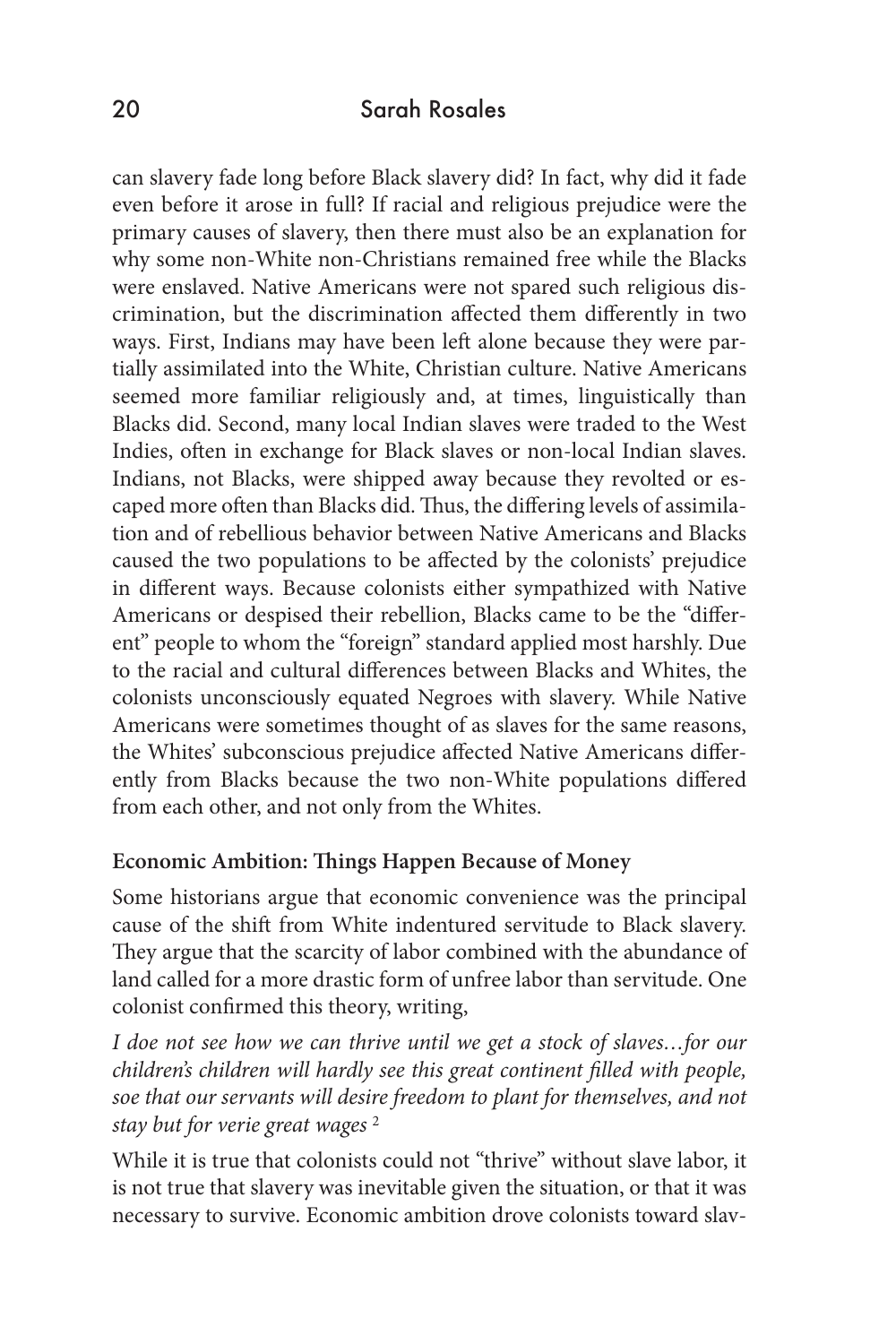can slavery fade long before Black slavery did? In fact, why did it fade even before it arose in full? If racial and religious prejudice were the primary causes of slavery, then there must also be an explanation for why some non-White non-Christians remained free while the Blacks were enslaved. Native Americans were not spared such religious discrimination, but the discrimination affected them differently in two ways. First, Indians may have been left alone because they were partially assimilated into the White, Christian culture. Native Americans seemed more familiar religiously and, at times, linguistically than Blacks did. Second, many local Indian slaves were traded to the West Indies, often in exchange for Black slaves or non-local Indian slaves. Indians, not Blacks, were shipped away because they revolted or escaped more often than Blacks did. Thus, the differing levels of assimilation and of rebellious behavior between Native Americans and Blacks caused the two populations to be affected by the colonists' prejudice in different ways. Because colonists either sympathized with Native Americans or despised their rebellion, Blacks came to be the "different" people to whom the "foreign" standard applied most harshly. Due to the racial and cultural differences between Blacks and Whites, the colonists unconsciously equated Negroes with slavery. While Native Americans were sometimes thought of as slaves for the same reasons, the Whites' subconscious prejudice affected Native Americans differently from Blacks because the two non-White populations differed from each other, and not only from the Whites.

**Economic Ambition: Things Happen Because of Money**

Some historians argue that economic convenience was the principal cause of the shift from White indentured servitude to Black slavery. They argue that the scarcity of labor combined with the abundance of land called for a more drastic form of unfree labor than servitude. One colonist confirmed this theory, writing,

*I doe not see how we can thrive until we get a stock of slaves…for our children's children will hardly see this great continent filled with people, soe that our servants will desire freedom to plant for themselves, and not stay but for verie great wages* [2]

While it is true that colonists could not "thrive" without slave labor, it is not true that slavery was inevitable given the situation, or that it was necessary to survive. Economic ambition drove colonists toward slav-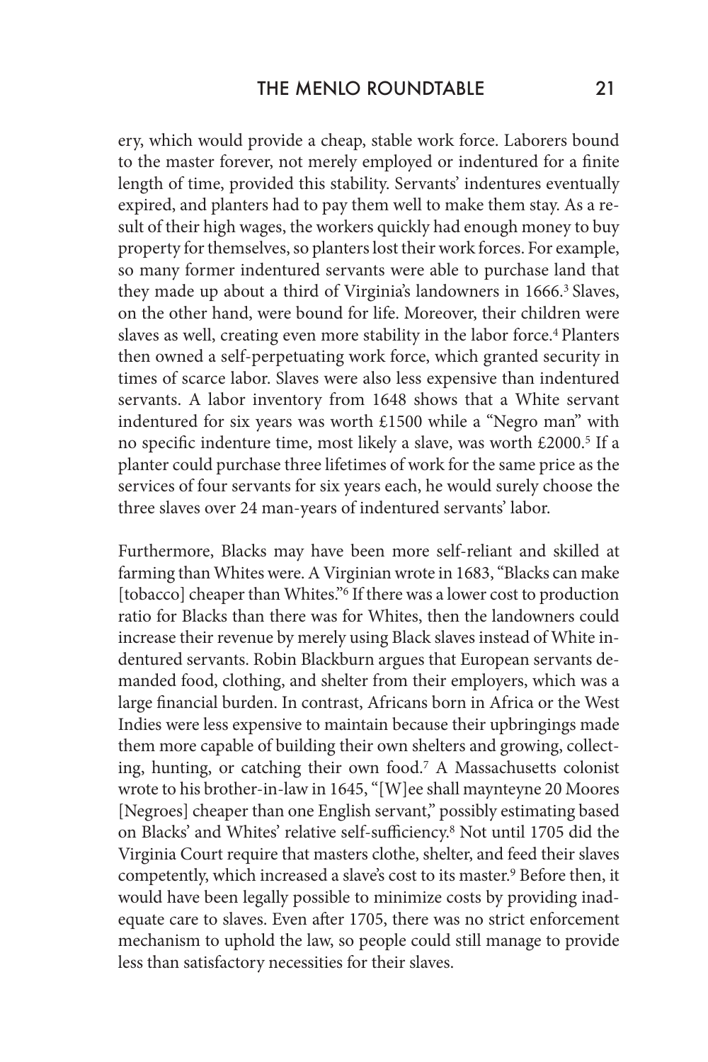ery, which would provide a cheap, stable work force. Laborers bound to the master forever, not merely employed or indentured for a finite length of time, provided this stability. Servants' indentures eventually expired, and planters had to pay them well to make them stay. As a result of their high wages, the workers quickly had enough money to buy property for themselves, so planters lost their work forces. For example, so many former indentured servants were able to purchase land that they made up about a third of Virginia's landowners in 1666.[3] Slaves, on the other hand, were bound for life. Moreover, their children were slaves as well, creating even more stability in the labor force.[4] Planters then owned a self-perpetuating work force, which granted security in times of scarce labor. Slaves were also less expensive than indentured servants. A labor inventory from 1648 shows that a White servant indentured for six years was worth £1500 while a "Negro man" with no specific indenture time, most likely a slave, was worth £2000.[5] If a planter could purchase three lifetimes of work for the same price as the services of four servants for six years each, he would surely choose the three slaves over 24 man-years of indentured servants' labor.

Furthermore, Blacks may have been more self-reliant and skilled at farming than Whites were. A Virginian wrote in 1683, "Blacks can make [tobacco] cheaper than Whites."[6] If there was a lower cost to production ratio for Blacks than there was for Whites, then the landowners could increase their revenue by merely using Black slaves instead of White indentured servants. Robin Blackburn argues that European servants demanded food, clothing, and shelter from their employers, which was a large financial burden. In contrast, Africans born in Africa or the West Indies were less expensive to maintain because their upbringings made them more capable of building their own shelters and growing, collecting, hunting, or catching their own food.[7] A Massachusetts colonist wrote to his brother-in-law in 1645, "[W]ee shall maynteyne 20 Moores [Negroes] cheaper than one English servant," possibly estimating based on Blacks' and Whites' relative self-sufficiency.[8] Not until 1705 did the Virginia Court require that masters clothe, shelter, and feed their slaves competently, which increased a slave's cost to its master.[9] Before then, it would have been legally possible to minimize costs by providing inadequate care to slaves. Even after 1705, there was no strict enforcement mechanism to uphold the law, so people could still manage to provide less than satisfactory necessities for their slaves.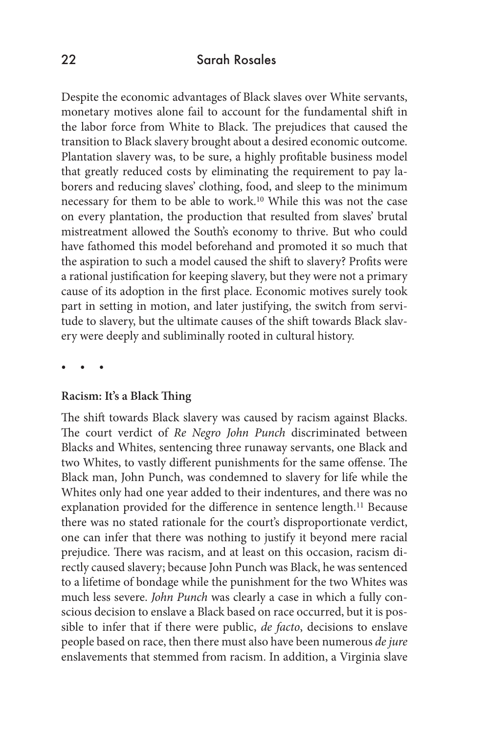Despite the economic advantages of Black slaves over White servants, monetary motives alone fail to account for the fundamental shift in the labor force from White to Black. The prejudices that caused the transition to Black slavery brought about a desired economic outcome. Plantation slavery was, to be sure, a highly profitable business model that greatly reduced costs by eliminating the requirement to pay laborers and reducing slaves' clothing, food, and sleep to the minimum necessary for them to be able to work.[10] While this was not the case on every plantation, the production that resulted from slaves' brutal mistreatment allowed the South's economy to thrive. But who could have fathomed this model beforehand and promoted it so much that the aspiration to such a model caused the shift to slavery? Profits were a rational justification for keeping slavery, but they were not a primary cause of its adoption in the first place. Economic motives surely took part in setting in motion, and later justifying, the switch from servitude to slavery, but the ultimate causes of the shift towards Black slavery were deeply and subliminally rooted in cultural history.

• • •

**Racism: It's a Black Thing**

The shift towards Black slavery was caused by racism against Blacks. The court verdict of *Re Negro John Punch* discriminated between Blacks and Whites, sentencing three runaway servants, one Black and two Whites, to vastly different punishments for the same offense. The Black man, John Punch, was condemned to slavery for life while the Whites only had one year added to their indentures, and there was no explanation provided for the difference in sentence length.[11] Because there was no stated rationale for the court's disproportionate verdict, one can infer that there was nothing to justify it beyond mere racial prejudice. There was racism, and at least on this occasion, racism directly caused slavery; because John Punch was Black, he was sentenced to a lifetime of bondage while the punishment for the two Whites was much less severe. *John Punch* was clearly a case in which a fully conscious decision to enslave a Black based on race occurred, but it is possible to infer that if there were public, *de facto*, decisions to enslave people based on race, then there must also have been numerous *de jure* enslavements that stemmed from racism. In addition, a Virginia slave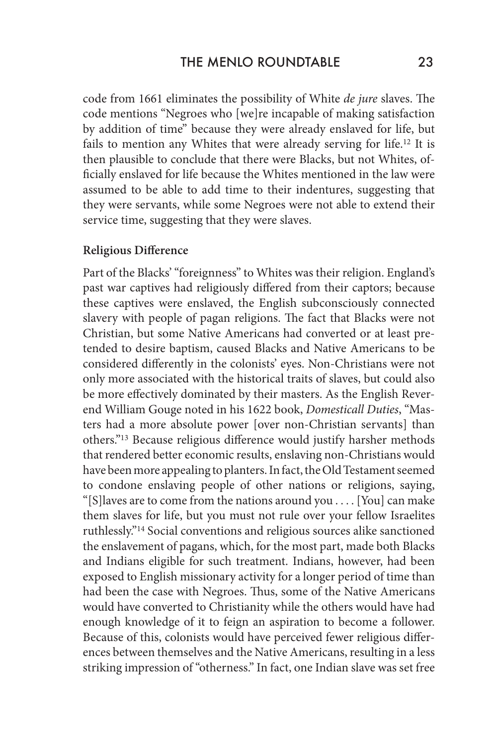code from 1661 eliminates the possibility of White *de jure* slaves. The code mentions "Negroes who [we]re incapable of making satisfaction by addition of time" because they were already enslaved for life, but fails to mention any Whites that were already serving for life.[12] It is then plausible to conclude that there were Blacks, but not Whites, officially enslaved for life because the Whites mentioned in the law were assumed to be able to add time to their indentures, suggesting that they were servants, while some Negroes were not able to extend their service time, suggesting that they were slaves.

**Religious Difference**

Part of the Blacks' "foreignness" to Whites was their religion. England's past war captives had religiously differed from their captors; because these captives were enslaved, the English subconsciously connected slavery with people of pagan religions. The fact that Blacks were not Christian, but some Native Americans had converted or at least pretended to desire baptism, caused Blacks and Native Americans to be considered differently in the colonists' eyes. Non-Christians were not only more associated with the historical traits of slaves, but could also be more effectively dominated by their masters. As the English Reverend William Gouge noted in his 1622 book, *Domesticall Duties*, "Masters had a more absolute power [over non-Christian servants] than others."[13] Because religious difference would justify harsher methods that rendered better economic results, enslaving non-Christians would have been more appealing to planters. In fact, the Old Testament seemed to condone enslaving people of other nations or religions, saying, "[S]laves are to come from the nations around you . . . . [You] can make them slaves for life, but you must not rule over your fellow Israelites ruthlessly."[14] Social conventions and religious sources alike sanctioned the enslavement of pagans, which, for the most part, made both Blacks and Indians eligible for such treatment. Indians, however, had been exposed to English missionary activity for a longer period of time than had been the case with Negroes. Thus, some of the Native Americans would have converted to Christianity while the others would have had enough knowledge of it to feign an aspiration to become a follower. Because of this, colonists would have perceived fewer religious differences between themselves and the Native Americans, resulting in a less striking impression of "otherness." In fact, one Indian slave was set free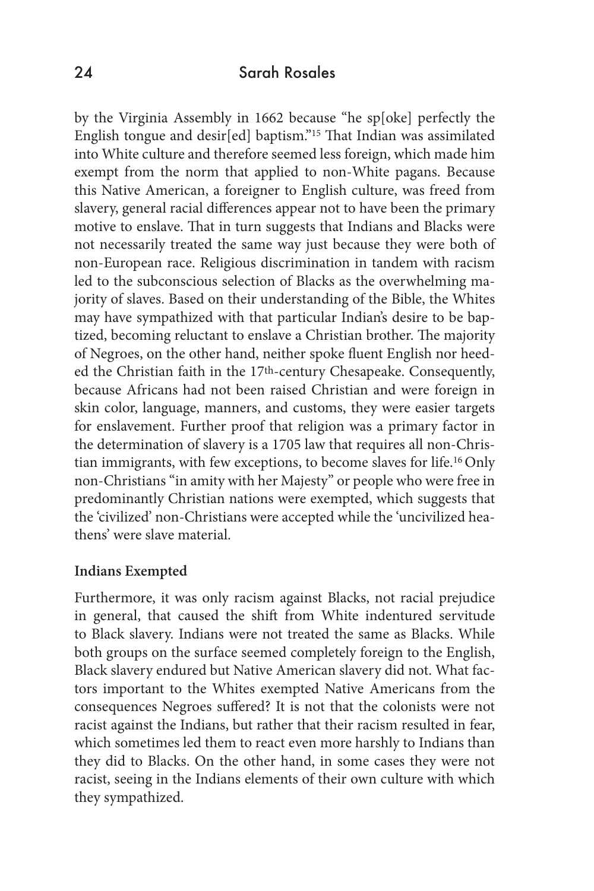by the Virginia Assembly in 1662 because "he sp[oke] perfectly the English tongue and desir[ed] baptism."[15] That Indian was assimilated into White culture and therefore seemed less foreign, which made him exempt from the norm that applied to non-White pagans. Because this Native American, a foreigner to English culture, was freed from slavery, general racial differences appear not to have been the primary motive to enslave. That in turn suggests that Indians and Blacks were not necessarily treated the same way just because they were both of non-European race. Religious discrimination in tandem with racism led to the subconscious selection of Blacks as the overwhelming majority of slaves. Based on their understanding of the Bible, the Whites may have sympathized with that particular Indian's desire to be baptized, becoming reluctant to enslave a Christian brother. The majority of Negroes, on the other hand, neither spoke fluent English nor heeded the Christian faith in the 17th-century Chesapeake. Consequently, because Africans had not been raised Christian and were foreign in skin color, language, manners, and customs, they were easier targets for enslavement. Further proof that religion was a primary factor in the determination of slavery is a 1705 law that requires all non-Christian immigrants, with few exceptions, to become slaves for life.[16] Only non-Christians "in amity with her Majesty" or people who were free in predominantly Christian nations were exempted, which suggests that the 'civilized' non-Christians were accepted while the 'uncivilized heathens' were slave material.

**Indians Exempted**

Furthermore, it was only racism against Blacks, not racial prejudice in general, that caused the shift from White indentured servitude to Black slavery. Indians were not treated the same as Blacks. While both groups on the surface seemed completely foreign to the English, Black slavery endured but Native American slavery did not. What factors important to the Whites exempted Native Americans from the consequences Negroes suffered? It is not that the colonists were not racist against the Indians, but rather that their racism resulted in fear, which sometimes led them to react even more harshly to Indians than they did to Blacks. On the other hand, in some cases they were not racist, seeing in the Indians elements of their own culture with which they sympathized.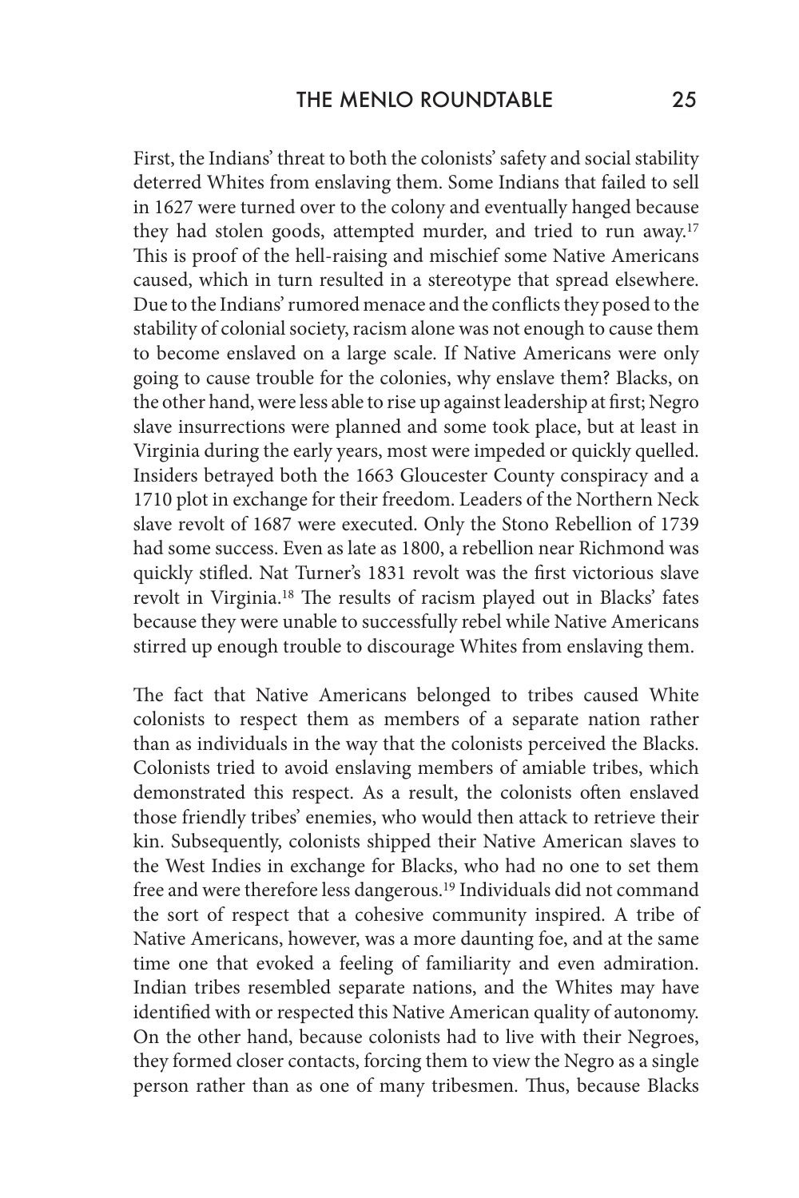First, the Indians' threat to both the colonists' safety and social stability deterred Whites from enslaving them. Some Indians that failed to sell in 1627 were turned over to the colony and eventually hanged because they had stolen goods, attempted murder, and tried to run away.[17] This is proof of the hell-raising and mischief some Native Americans caused, which in turn resulted in a stereotype that spread elsewhere. Due to the Indians' rumored menace and the conflicts they posed to the stability of colonial society, racism alone was not enough to cause them to become enslaved on a large scale. If Native Americans were only going to cause trouble for the colonies, why enslave them? Blacks, on the other hand, were less able to rise up against leadership at first; Negro slave insurrections were planned and some took place, but at least in Virginia during the early years, most were impeded or quickly quelled. Insiders betrayed both the 1663 Gloucester County conspiracy and a 1710 plot in exchange for their freedom. Leaders of the Northern Neck slave revolt of 1687 were executed. Only the Stono Rebellion of 1739 had some success. Even as late as 1800, a rebellion near Richmond was quickly stifled. Nat Turner's 1831 revolt was the first victorious slave revolt in Virginia.[18] The results of racism played out in Blacks' fates because they were unable to successfully rebel while Native Americans stirred up enough trouble to discourage Whites from enslaving them.

The fact that Native Americans belonged to tribes caused White colonists to respect them as members of a separate nation rather than as individuals in the way that the colonists perceived the Blacks. Colonists tried to avoid enslaving members of amiable tribes, which demonstrated this respect. As a result, the colonists often enslaved those friendly tribes' enemies, who would then attack to retrieve their kin. Subsequently, colonists shipped their Native American slaves to the West Indies in exchange for Blacks, who had no one to set them free and were therefore less dangerous.[19] Individuals did not command the sort of respect that a cohesive community inspired. A tribe of Native Americans, however, was a more daunting foe, and at the same time one that evoked a feeling of familiarity and even admiration. Indian tribes resembled separate nations, and the Whites may have identified with or respected this Native American quality of autonomy. On the other hand, because colonists had to live with their Negroes, they formed closer contacts, forcing them to view the Negro as a single person rather than as one of many tribesmen. Thus, because Blacks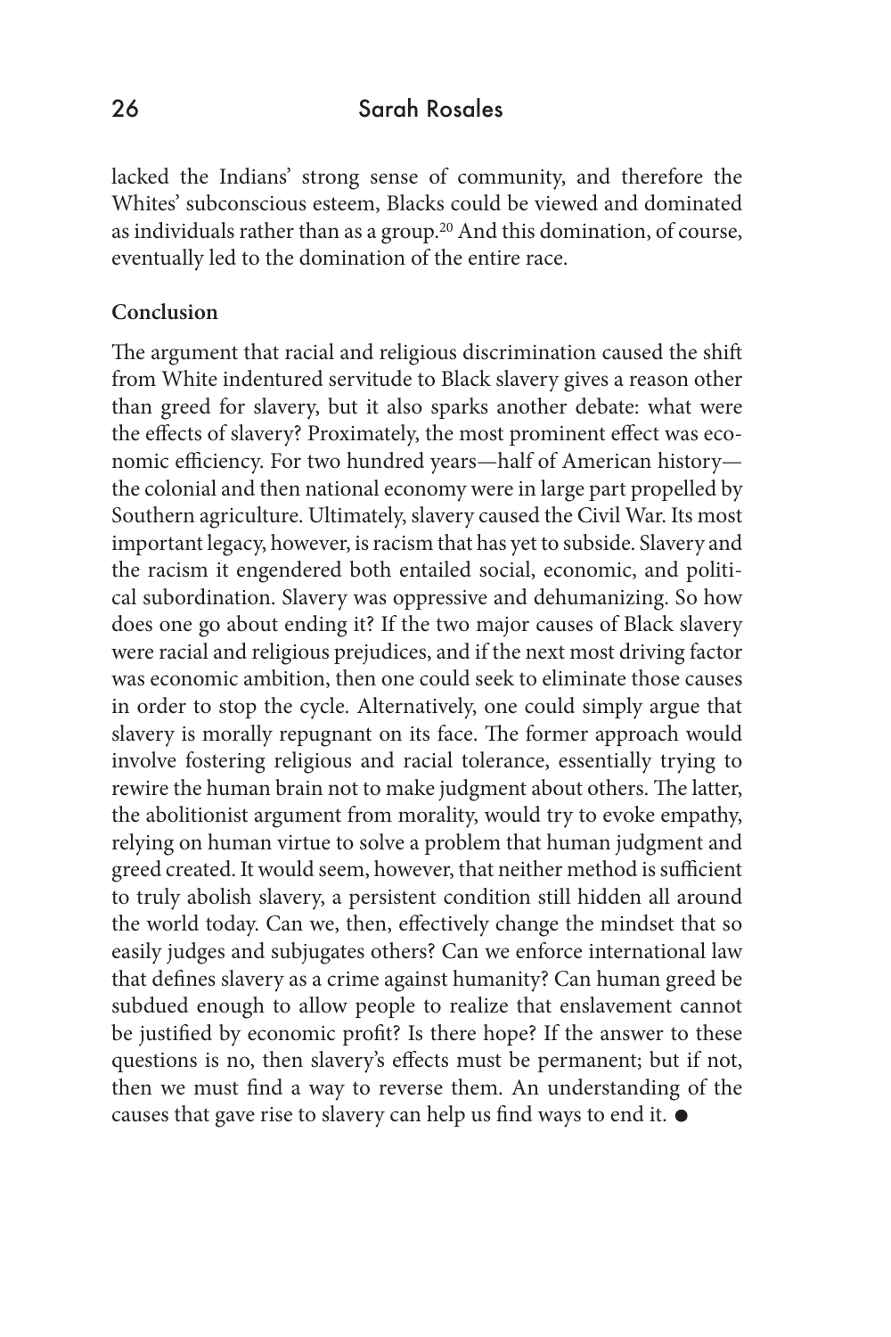lacked the Indians' strong sense of community, and therefore the Whites' subconscious esteem, Blacks could be viewed and dominated as individuals rather than as a group.[20] And this domination, of course, eventually led to the domination of the entire race.

**Conclusion**

The argument that racial and religious discrimination caused the shift from White indentured servitude to Black slavery gives a reason other than greed for slavery, but it also sparks another debate: what were the effects of slavery? Proximately, the most prominent effect was economic efficiency. For two hundred years—half of American history—the colonial and then national economy were in large part propelled by Southern agriculture. Ultimately, slavery caused the Civil War. Its most important legacy, however, is racism that has yet to subside. Slavery and the racism it engendered both entailed social, economic, and political subordination. Slavery was oppressive and dehumanizing. So how does one go about ending it? If the two major causes of Black slavery were racial and religious prejudices, and if the next most driving factor was economic ambition, then one could seek to eliminate those causes in order to stop the cycle. Alternatively, one could simply argue that slavery is morally repugnant on its face. The former approach would involve fostering religious and racial tolerance, essentially trying to rewire the human brain not to make judgment about others. The latter, the abolitionist argument from morality, would try to evoke empathy, relying on human virtue to solve a problem that human judgment and greed created. It would seem, however, that neither method is sufficient to truly abolish slavery, a persistent condition still hidden all around the world today. Can we, then, effectively change the mindset that so easily judges and subjugates others? Can we enforce international law that defines slavery as a crime against humanity? Can human greed be subdued enough to allow people to realize that enslavement cannot be justified by economic profit? Is there hope? If the answer to these questions is no, then slavery's effects must be permanent; but if not, then we must find a way to reverse them. An understanding of the causes that gave rise to slavery can help us find ways to end it. ●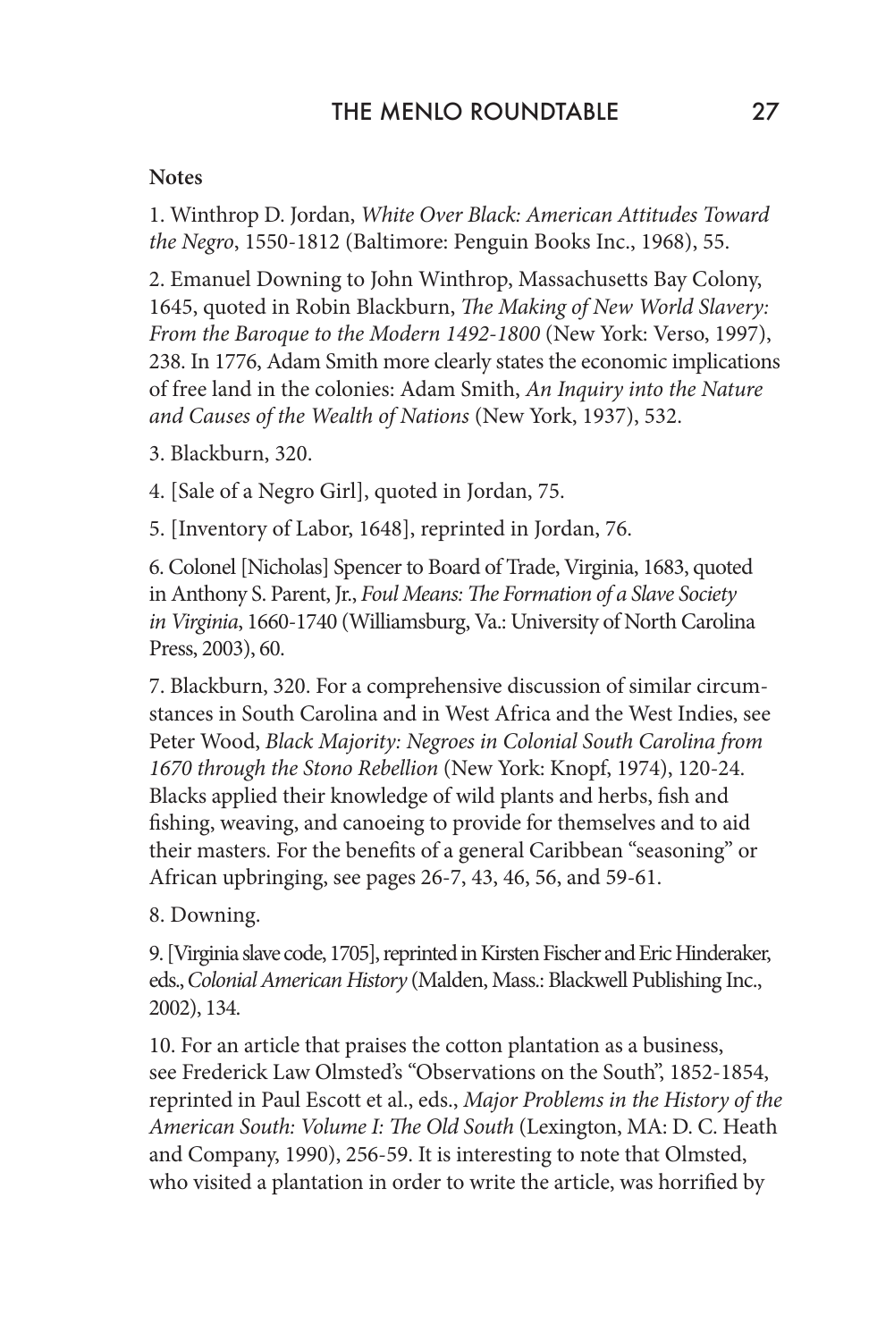**Notes**

1. Winthrop D. Jordan, *White Over Black: American Attitudes Toward the Negro*, 1550-1812 (Baltimore: Penguin Books Inc., 1968), 55.

2. Emanuel Downing to John Winthrop, Massachusetts Bay Colony, 1645, quoted in Robin Blackburn, *The Making of New World Slavery: From the Baroque to the Modern 1492-1800* (New York: Verso, 1997), 238. In 1776, Adam Smith more clearly states the economic implications of free land in the colonies: Adam Smith, *An Inquiry into the Nature and Causes of the Wealth of Nations* (New York, 1937), 532.

3. Blackburn, 320.

4. [Sale of a Negro Girl], quoted in Jordan, 75.

5. [Inventory of Labor, 1648], reprinted in Jordan, 76.

6. Colonel [Nicholas] Spencer to Board of Trade, Virginia, 1683, quoted in Anthony S. Parent, Jr., *Foul Means: The Formation of a Slave Society in Virginia*, 1660-1740 (Williamsburg, Va.: University of North Carolina Press, 2003), 60.

7. Blackburn, 320. For a comprehensive discussion of similar circumstances in South Carolina and in West Africa and the West Indies, see Peter Wood, *Black Majority: Negroes in Colonial South Carolina from 1670 through the Stono Rebellion* (New York: Knopf, 1974), 120-24. Blacks applied their knowledge of wild plants and herbs, fish and fishing, weaving, and canoeing to provide for themselves and to aid their masters. For the benefits of a general Caribbean "seasoning" or African upbringing, see pages 26-7, 43, 46, 56, and 59-61.

8. Downing.

9. [Virginia slave code, 1705], reprinted in Kirsten Fischer and Eric Hinderaker, eds., *Colonial American History* (Malden, Mass.: Blackwell Publishing Inc., 2002), 134.

10. For an article that praises the cotton plantation as a business, see Frederick Law Olmsted's "Observations on the South", 1852-1854, reprinted in Paul Escott et al., eds., *Major Problems in the History of the American South: Volume I: The Old South* (Lexington, MA: D. C. Heath and Company, 1990), 256-59. It is interesting to note that Olmsted, who visited a plantation in order to write the article, was horrified by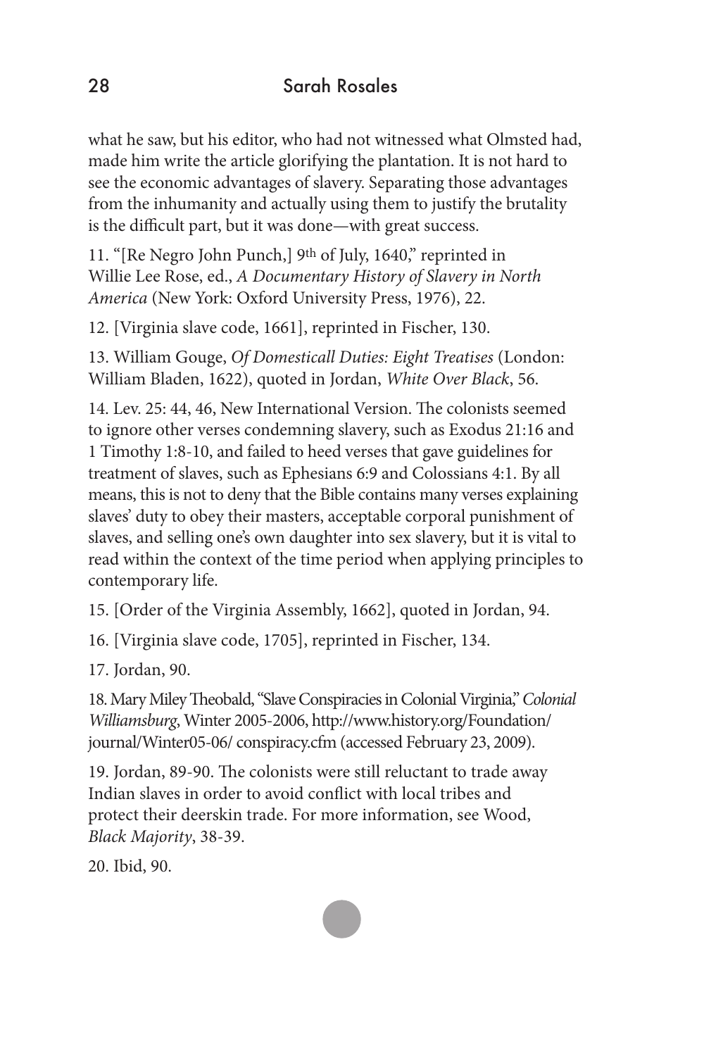what he saw, but his editor, who had not witnessed what Olmsted had, made him write the article glorifying the plantation. It is not hard to see the economic advantages of slavery. Separating those advantages from the inhumanity and actually using them to justify the brutality is the difficult part, but it was done—with great success.

11. "[Re Negro John Punch,] 9th of July, 1640," reprinted in Willie Lee Rose, ed., *A Documentary History of Slavery in North America* (New York: Oxford University Press, 1976), 22.

12. [Virginia slave code, 1661], reprinted in Fischer, 130.

13. William Gouge, *Of Domesticall Duties: Eight Treatises* (London: William Bladen, 1622), quoted in Jordan, *White Over Black*, 56.

14. Lev. 25: 44, 46, New International Version. The colonists seemed to ignore other verses condemning slavery, such as Exodus 21:16 and 1 Timothy 1:8-10, and failed to heed verses that gave guidelines for treatment of slaves, such as Ephesians 6:9 and Colossians 4:1. By all means, this is not to deny that the Bible contains many verses explaining slaves' duty to obey their masters, acceptable corporal punishment of slaves, and selling one's own daughter into sex slavery, but it is vital to read within the context of the time period when applying principles to contemporary life.

15. [Order of the Virginia Assembly, 1662], quoted in Jordan, 94.

16. [Virginia slave code, 1705], reprinted in Fischer, 134.

17. Jordan, 90.

18. Mary Miley Theobald, "Slave Conspiracies in Colonial Virginia," *Colonial Williamsburg*, Winter 2005-2006, http://www.history.org/Foundation/journal/Winter05-06/ conspiracy.cfm (accessed February 23, 2009).

19. Jordan, 89-90. The colonists were still reluctant to trade away Indian slaves in order to avoid conflict with local tribes and protect their deerskin trade. For more information, see Wood, *Black Majority*, 38-39.

20. Ibid, 90.